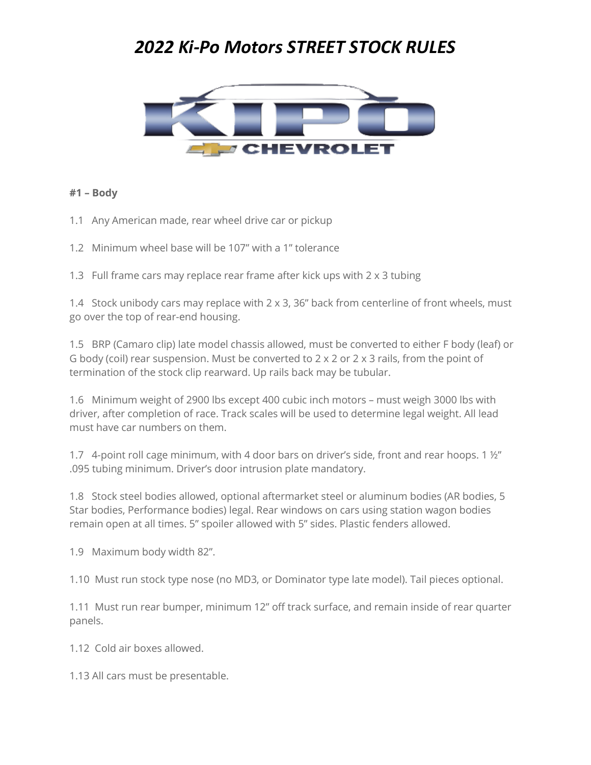# *2022 Ki-Po Motors STREET STOCK RULES*

**#1 – Body**

1.1 Any American made, rear wheel drive car or pickup

1.2 Minimum wheel base will be 107" with a 1" tolerance

1.3 Full frame cars may replace rear frame after kick ups with 2 x 3 tubing

1.4 Stock unibody cars may replace with 2 x 3, 36" back from centerline of front wheels, must go over the top of rear-end housing.

1.5 BRP (Camaro clip) late model chassis allowed, must be converted to either F body (leaf) or G body (coil) rear suspension. Must be converted to 2 x 2 or 2 x 3 rails, from the point of termination of the stock clip rearward. Up rails back may be tubular.

1.6 Minimum weight of 2900 lbs except 400 cubic inch motors – must weigh 3000 lbs with driver, after completion of race. Track scales will be used to determine legal weight. All lead must have car numbers on them.

1.7 4-point roll cage minimum, with 4 door bars on driver's side, front and rear hoops. 1 ½" .095 tubing minimum. Driver's door intrusion plate mandatory.

1.8 Stock steel bodies allowed, optional aftermarket steel or aluminum bodies (AR bodies, 5 Star bodies, Performance bodies) legal. Rear windows on cars using station wagon bodies remain open at all times. 5" spoiler allowed with 5" sides. Plastic fenders allowed.

1.9 Maximum body width 82".

1.10 Must run stock type nose (no MD3, or Dominator type late model). Tail pieces optional.

1.11 Must run rear bumper, minimum 12" off track surface, and remain inside of rear quarter panels.

1.12 Cold air boxes allowed.

1.13 All cars must be presentable.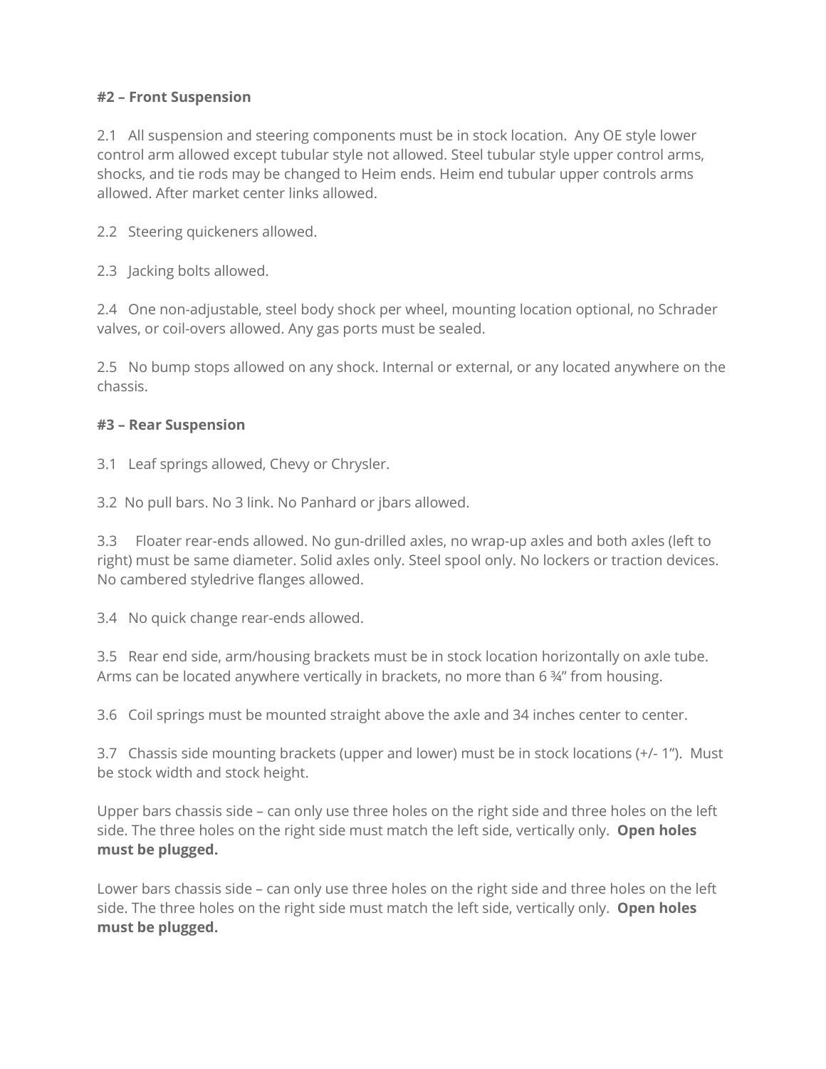**#2 – Front Suspension**

2.1 All suspension and steering components must be in stock location. Any OE style lower control arm allowed except tubular style not allowed. Steel tubular style upper control arms, shocks, and tie rods may be changed to Heim ends. Heim end tubular upper controls arms allowed. After market center links allowed.

2.2 Steering quickeners allowed.

2.3 Jacking bolts allowed.

2.4 One non-adjustable, steel body shock per wheel, mounting location optional, no Schrader valves, or coil-overs allowed. Any gas ports must be sealed.

2.5 No bump stops allowed on any shock. Internal or external, or any located anywhere on the chassis.

**#3 – Rear Suspension**

3.1 Leaf springs allowed, Chevy or Chrysler.

3.2 No pull bars. No 3 link. No Panhard or jbars allowed.

3.3 Floater rear-ends allowed. No gun-drilled axles, no wrap-up axles and both axles (left to right) must be same diameter. Solid axles only. Steel spool only. No lockers or traction devices. No cambered styledrive flanges allowed.

3.4 No quick change rear-ends allowed.

3.5 Rear end side, arm/housing brackets must be in stock location horizontally on axle tube. Arms can be located anywhere vertically in brackets, no more than 6 ¾" from housing.

3.6 Coil springs must be mounted straight above the axle and 34 inches center to center.

3.7 Chassis side mounting brackets (upper and lower) must be in stock locations (+/- 1"). Must be stock width and stock height.

Upper bars chassis side – can only use three holes on the right side and three holes on the left side. The three holes on the right side must match the left side, vertically only. **Open holes must be plugged.**

Lower bars chassis side – can only use three holes on the right side and three holes on the left side. The three holes on the right side must match the left side, vertically only. **Open holes must be plugged.**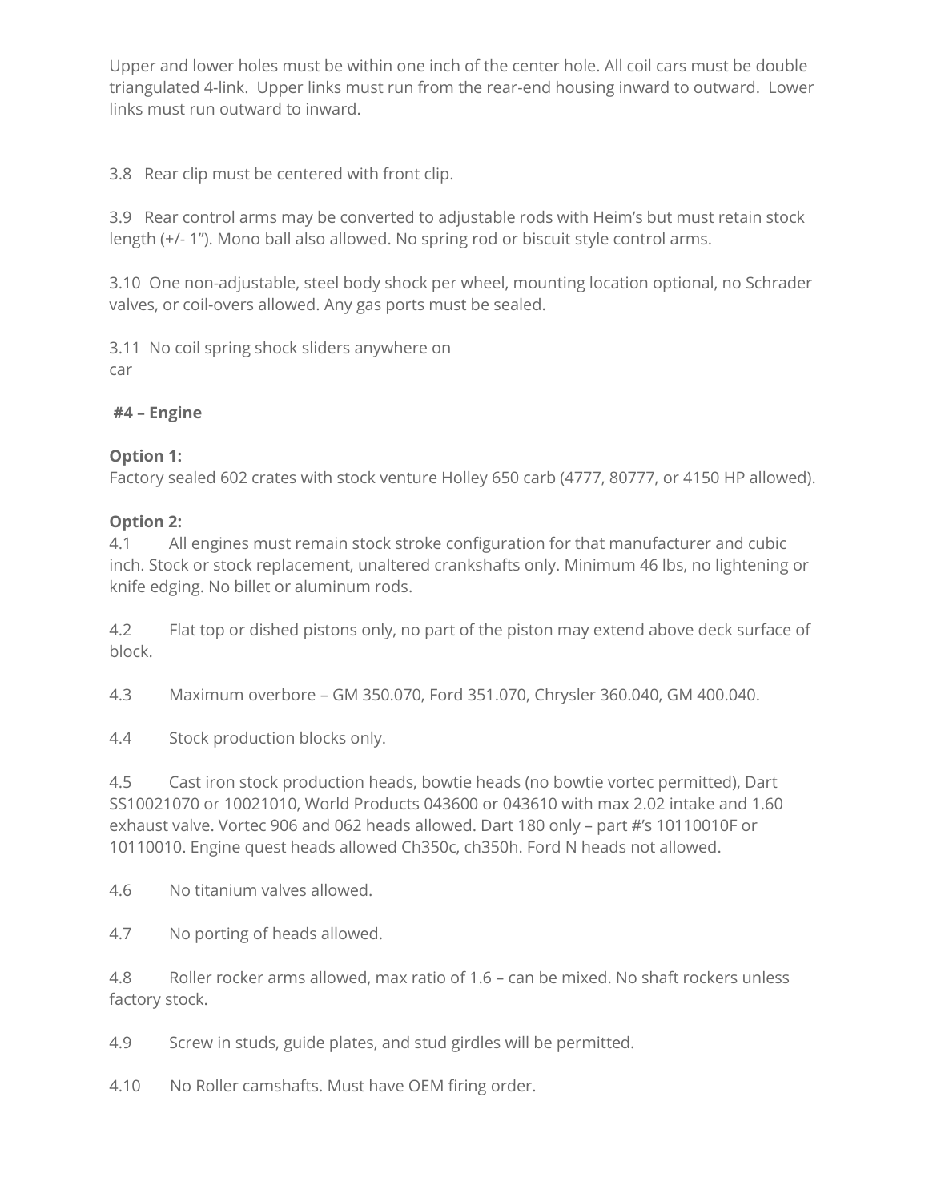Upper and lower holes must be within one inch of the center hole. All coil cars must be double triangulated 4-link. Upper links must run from the rear-end housing inward to outward. Lower links must run outward to inward.

3.8 Rear clip must be centered with front clip.

3.9 Rear control arms may be converted to adjustable rods with Heim's but must retain stock length (+/- 1"). Mono ball also allowed. No spring rod or biscuit style control arms.

3.10 One non-adjustable, steel body shock per wheel, mounting location optional, no Schrader valves, or coil-overs allowed. Any gas ports must be sealed.

3.11 No coil spring shock sliders anywhere on car

**#4 – Engine**

**Option 1:**
Factory sealed 602 crates with stock venture Holley 650 carb (4777, 80777, or 4150 HP allowed).

**Option 2:**
4.1 All engines must remain stock stroke configuration for that manufacturer and cubic inch. Stock or stock replacement, unaltered crankshafts only. Minimum 46 lbs, no lightening or knife edging. No billet or aluminum rods.

4.2 Flat top or dished pistons only, no part of the piston may extend above deck surface of block.

4.3 Maximum overbore – GM 350.070, Ford 351.070, Chrysler 360.040, GM 400.040.

4.4 Stock production blocks only.

4.5 Cast iron stock production heads, bowtie heads (no bowtie vortec permitted), Dart SS10021070 or 10021010, World Products 043600 or 043610 with max 2.02 intake and 1.60 exhaust valve. Vortec 906 and 062 heads allowed. Dart 180 only – part #'s 10110010F or 10110010. Engine quest heads allowed Ch350c, ch350h. Ford N heads not allowed.

4.6 No titanium valves allowed.

4.7 No porting of heads allowed.

4.8 Roller rocker arms allowed, max ratio of 1.6 – can be mixed. No shaft rockers unless factory stock.

4.9 Screw in studs, guide plates, and stud girdles will be permitted.

4.10 No Roller camshafts. Must have OEM firing order.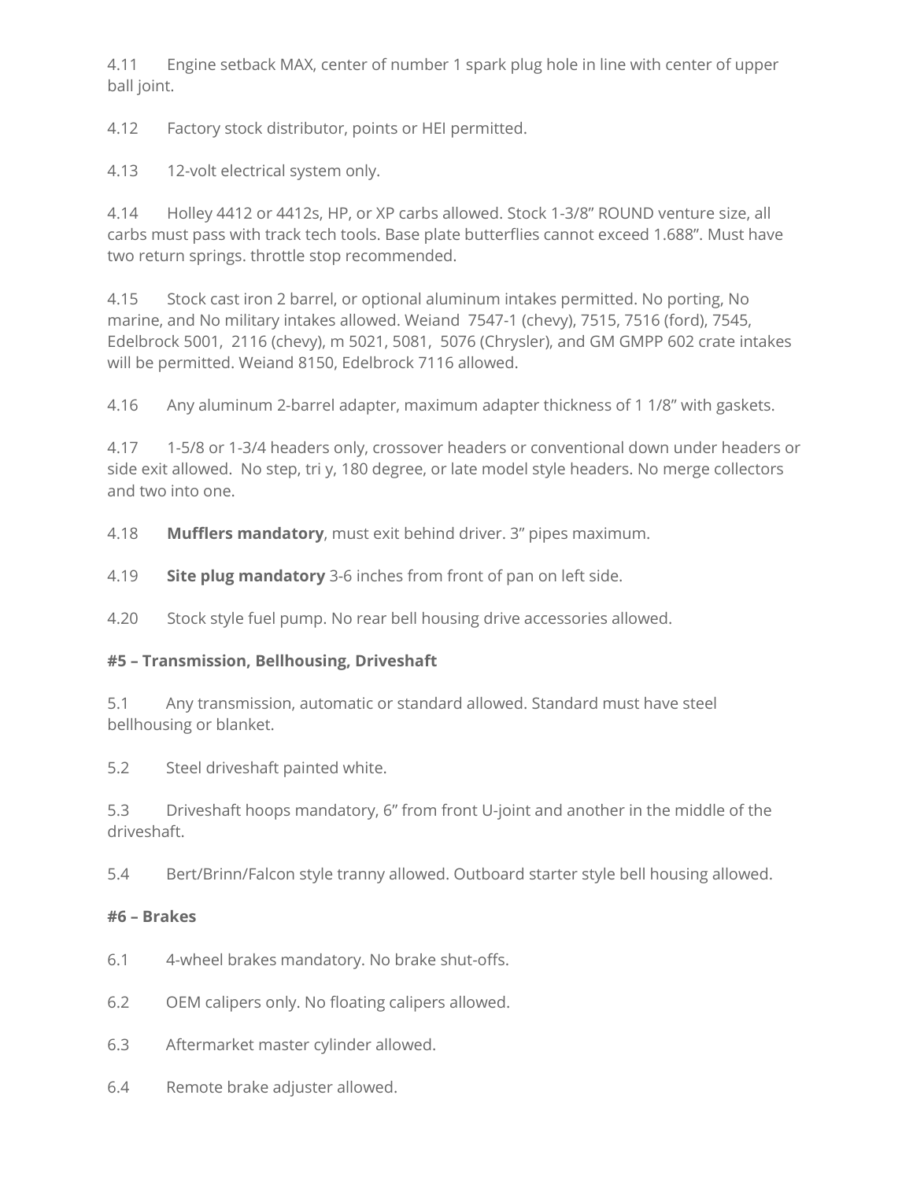4.11 Engine setback MAX, center of number 1 spark plug hole in line with center of upper ball joint.

4.12 Factory stock distributor, points or HEI permitted.

4.13 12-volt electrical system only.

4.14 Holley 4412 or 4412s, HP, or XP carbs allowed. Stock 1-3/8" ROUND venture size, all carbs must pass with track tech tools. Base plate butterflies cannot exceed 1.688". Must have two return springs. throttle stop recommended.

4.15 Stock cast iron 2 barrel, or optional aluminum intakes permitted. No porting, No marine, and No military intakes allowed. Weiand 7547-1 (chevy), 7515, 7516 (ford), 7545, Edelbrock 5001, 2116 (chevy), m 5021, 5081, 5076 (Chrysler), and GM GMPP 602 crate intakes will be permitted. Weiand 8150, Edelbrock 7116 allowed.

4.16 Any aluminum 2-barrel adapter, maximum adapter thickness of 1 1/8" with gaskets.

4.17 1-5/8 or 1-3/4 headers only, crossover headers or conventional down under headers or side exit allowed. No step, tri y, 180 degree, or late model style headers. No merge collectors and two into one.

4.18 **Mufflers mandatory**, must exit behind driver. 3" pipes maximum.

4.19 **Site plug mandatory** 3-6 inches from front of pan on left side.

4.20 Stock style fuel pump. No rear bell housing drive accessories allowed.

**#5 – Transmission, Bellhousing, Driveshaft**

5.1 Any transmission, automatic or standard allowed. Standard must have steel bellhousing or blanket.

5.2 Steel driveshaft painted white.

5.3 Driveshaft hoops mandatory, 6" from front U-joint and another in the middle of the driveshaft.

5.4 Bert/Brinn/Falcon style tranny allowed. Outboard starter style bell housing allowed.

**#6 – Brakes**

6.1 4-wheel brakes mandatory. No brake shut-offs.

6.2 OEM calipers only. No floating calipers allowed.

6.3 Aftermarket master cylinder allowed.

6.4 Remote brake adjuster allowed.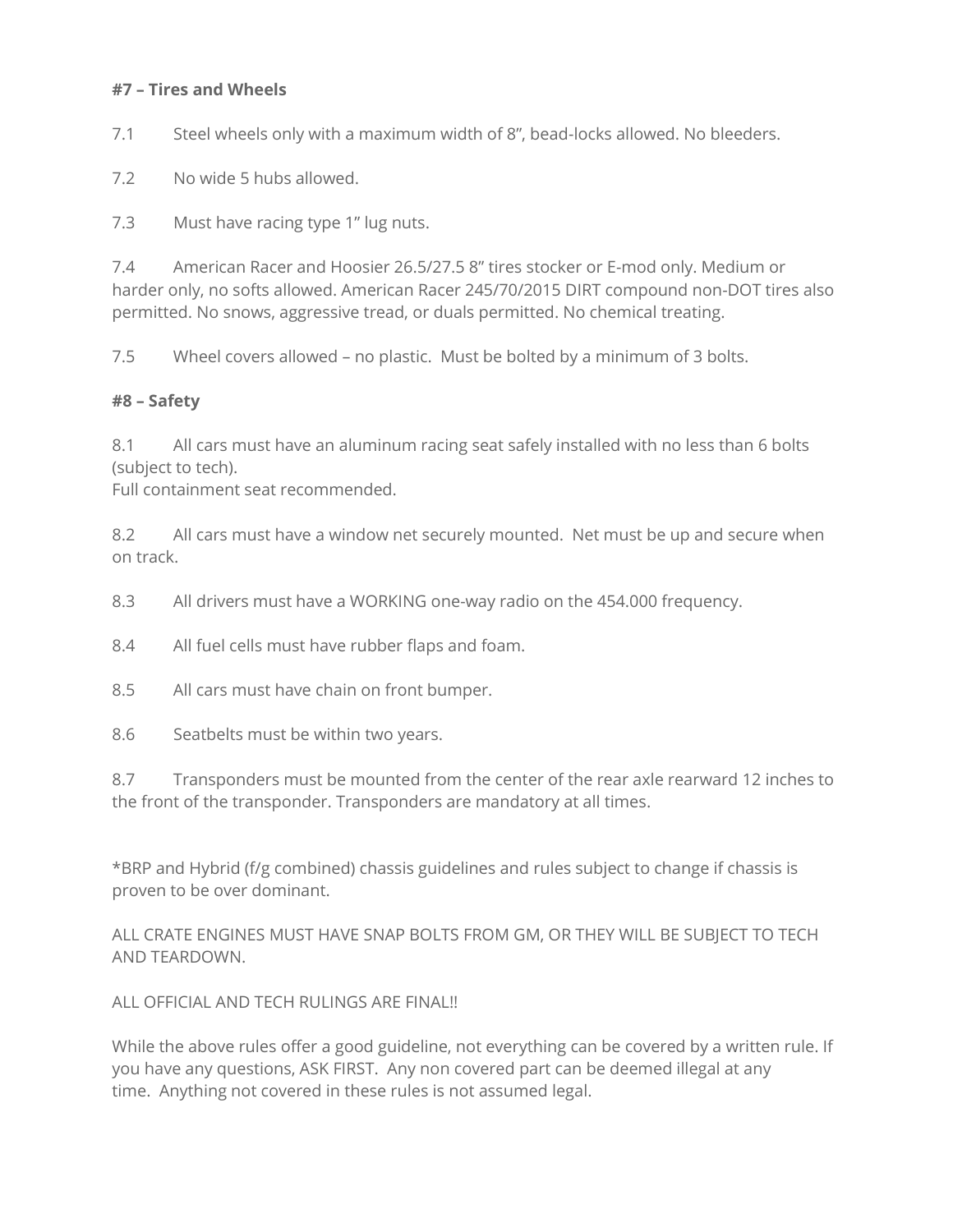**#7 – Tires and Wheels**

7.1 Steel wheels only with a maximum width of 8”, bead-locks allowed. No bleeders.

7.2 No wide 5 hubs allowed.

7.3 Must have racing type 1” lug nuts.

7.4 American Racer and Hoosier 26.5/27.5 8” tires stocker or E-mod only. Medium or harder only, no softs allowed. American Racer 245/70/2015 DIRT compound non-DOT tires also permitted. No snows, aggressive tread, or duals permitted. No chemical treating.

7.5 Wheel covers allowed – no plastic. Must be bolted by a minimum of 3 bolts.

**#8 – Safety**

8.1 All cars must have an aluminum racing seat safely installed with no less than 6 bolts (subject to tech).
Full containment seat recommended.

8.2 All cars must have a window net securely mounted. Net must be up and secure when on track.

8.3 All drivers must have a WORKING one-way radio on the 454.000 frequency.

8.4 All fuel cells must have rubber flaps and foam.

8.5 All cars must have chain on front bumper.

8.6 Seatbelts must be within two years.

8.7 Transponders must be mounted from the center of the rear axle rearward 12 inches to the front of the transponder. Transponders are mandatory at all times.

*BRP and Hybrid (f/g combined) chassis guidelines and rules subject to change if chassis is proven to be over dominant.

ALL CRATE ENGINES MUST HAVE SNAP BOLTS FROM GM, OR THEY WILL BE SUBJECT TO TECH AND TEARDOWN.

ALL OFFICIAL AND TECH RULINGS ARE FINAL!!

While the above rules offer a good guideline, not everything can be covered by a written rule. If you have any questions, ASK FIRST. Any non covered part can be deemed illegal at any time. Anything not covered in these rules is not assumed legal.